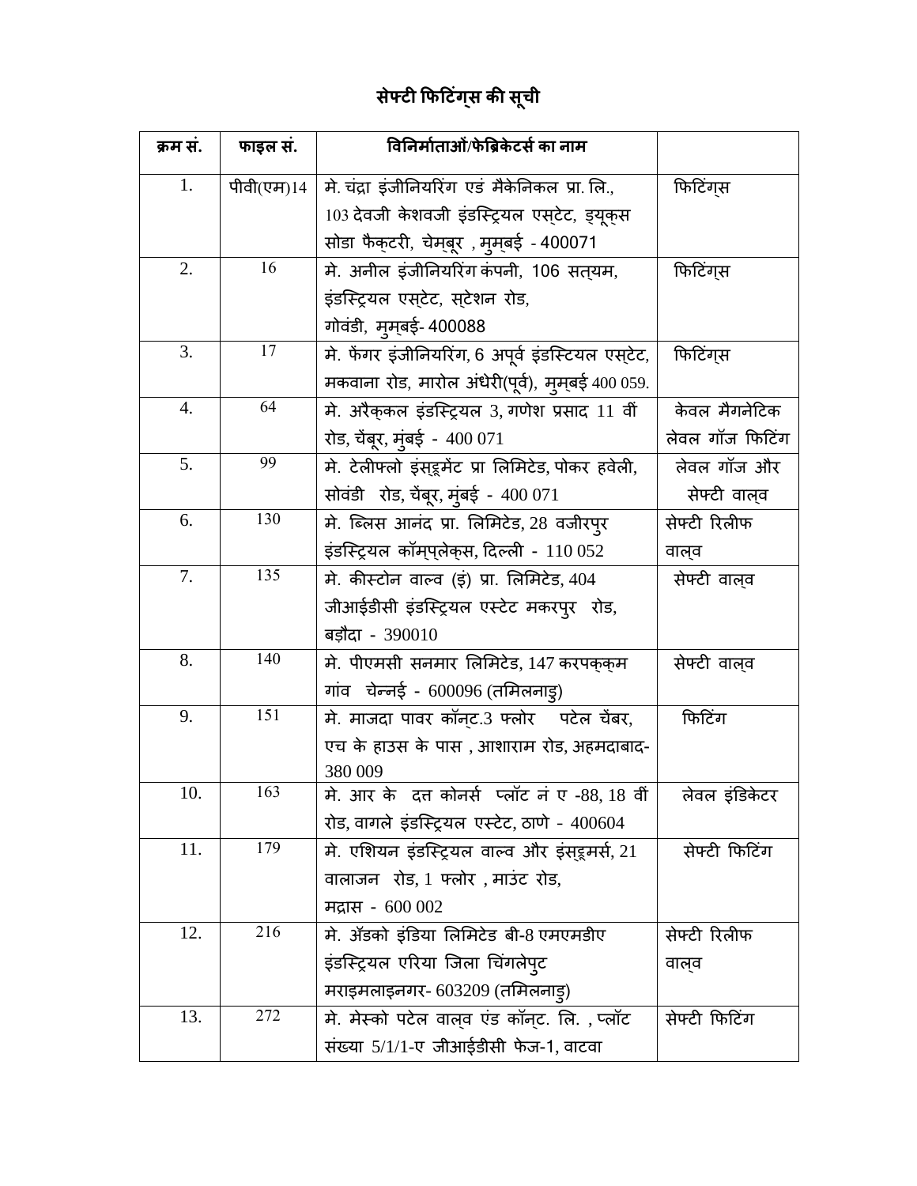# सेफ्टी फिटिंग्स की सूची

| क्रम सं. | फाइल सं. | विनिर्माताओं/फेब्रिकेटर्स का नाम | |
|---|---|---|---|
| 1. | पीवी(एम)14 | मे. चंद्रा इंजीनियरिंग एडं मैकेनिकल प्रा. लि., 103 देवजी केशवजी इंडस्ट्रियल एस्टेट, ड्यूक्स सोडा फैक्टरी, चेम्बूर , मुम्बई - 400071 | फिटिंग्स |
| 2. | 16 | मे. अनील इंजीनियरिंग कंपनी, 106 सत्यम, इंडस्ट्रियल एस्टेट, स्टेशन रोड, गोवंडी, मुम्बई- 400088 | फिटिंग्स |
| 3. | 17 | मे. फेंगर इंजीनियरिंग, 6 अपूर्व इंडस्टियल एस्टेट, मकवाना रोड, मारोल अंधेरी(पूर्व), मुम्बई 400 059. | फिटिंग्स |
| 4. | 64 | मे. अरैक्कल इंडस्ट्रियल 3, गणेश प्रसाद 11 वीं रोड, चैंबूर, मुंबई - 400 071 | केवल मैगनेटिक लेवल गॉज फिटिंग |
| 5. | 99 | मे. टेलीफ्लो इंस्ट्रूमेंट प्रा लिमिटेड, पोकर हवेली, सोवंडी रोड, चैंबूर, मुंबई - 400 071 | लेवल गॉज और सेफ्टी वाल्व |
| 6. | 130 | मे. ब्लिस आनंद प्रा. लिमिटेड, 28 वजीरपुर इंडस्ट्रियल कॉम्प्लेक्स, दिल्ली - 110 052 | सेफ्टी रिलीफ वाल्व |
| 7. | 135 | मे. कीस्टोन वाल्व (इं) प्रा. लिमिटेड, 404 जीआईडीसी इंडस्ट्रियल एस्टेट मकरपुर रोड, बड़ौदा - 390010 | सेफ्टी वाल्व |
| 8. | 140 | मे. पीएमसी सनमार लिमिटेड, 147 करपक्कम गांव चेन्नई - 600096 (तमिलनाडु) | सेफ्टी वाल्व |
| 9. | 151 | मे. माजदा पावर कॉन्ट.3 फ्लोर पटेल चैंबर, एच के हाउस के पास , आशाराम रोड, अहमदाबाद- 380 009 | फिटिंग |
| 10. | 163 | मे. आर के दत्त कोनर्स प्लॉट नं ए -88, 18 वीं रोड, वागले इंडस्ट्रियल एस्टेट, ठाणे - 400604 | लेवल इंडिकेटर |
| 11. | 179 | मे. एशियन इंडस्ट्रियल वाल्व और इंस्ट्रूमर्स, 21 वालाजन रोड, 1 फ्लोर , माउंट रोड, मद्रास - 600 002 | सेफ्टी फिटिंग |
| 12. | 216 | मे. ॲडको इंडिया लिमिटेड बी-8 एमएमडीए इंडस्ट्रियल एरिया जिला चिंगलेपुट मराइमलाइनगर- 603209 (तमिलनाडु) | सेफ्टी रिलीफ वाल्व |
| 13. | 272 | मे. मेस्को पटेल वाल्व एंड कॉन्ट. लि. , प्लॉट संख्या 5/1/1-ए जीआईडीसी फेज-1, वाटवा | सेफ्टी फिटिंग |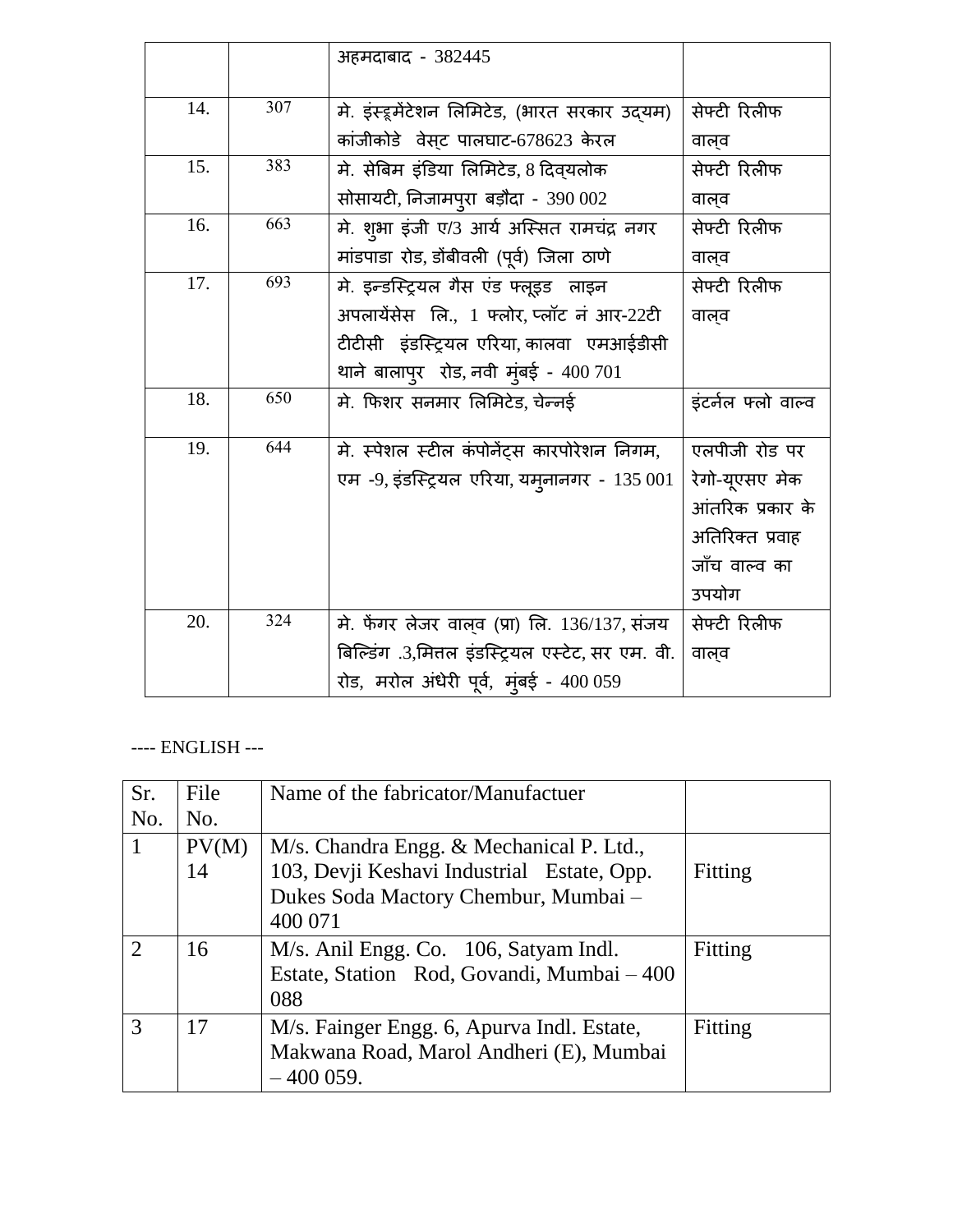|  |  | अहमदाबाद - 382445 |  |
|---|---|---|---|
| 14. | 307 | मे. इंस्ट्रूमेंटेशन लिमिटेड, (भारत सरकार उद्यम) कांजीकोडे वेस्ट पालघाट-678623 केरल | सेफ्टी रिलीफ वाल्व |
| 15. | 383 | मे. सेबिम इंडिया लिमिटेड, 8 दिव्यलोक सोसायटी, निजामपुरा बड़ौदा - 390 002 | सेफ्टी रिलीफ वाल्व |
| 16. | 663 | मे. शुभा इंजी ए/3 आर्य अस्सित रामचंद्र नगर मांडपाडा रोड, डोंबीवली (पूर्व) जिला ठाणे | सेफ्टी रिलीफ वाल्व |
| 17. | 693 | मे. इन्डस्ट्रियल गैस एंड फ्लूइड लाइन अपलायेंसेस लि., 1 फ्लोर, प्लॉट नं आर-22टी टीटीसी इंडस्ट्रियल एरिया, कालवा एमआईडीसी थाने बालापुर रोड, नवी मुंबई - 400 701 | सेफ्टी रिलीफ वाल्व |
| 18. | 650 | मे. फिशर सनमार लिमिटेड, चेन्नई | इंटर्नल फ्लो वाल्व |
| 19. | 644 | मे. स्पेशल स्टील कंपोनेंट्स कारपोरेशन निगम, एम -9, इंडस्ट्रियल एरिया, यमुनानगर - 135 001 | एलपीजी रोड पर रेगो-यूएसए मेक आंतरिक प्रकार के अतिरिक्त प्रवाह जाँच वाल्व का उपयोग |
| 20. | 324 | मे. फेंगर लेजर वाल्व (प्रा) लि. 136/137, संजय बिल्डिंग .3,मित्तल इंडस्ट्रियल एस्टेट, सर एम. वी. रोड, मरोल अंधेरी पूर्व, मुंबई - 400 059 | सेफ्टी रिलीफ वाल्व |

---- ENGLISH ---

| Sr. No. | File No. | Name of the fabricator/Manufactuer |  |
|---|---|---|---|
| 1 | PV(M) 14 | M/s. Chandra Engg. & Mechanical P. Ltd., 103, Devji Keshavi Industrial Estate, Opp. Dukes Soda Mactory Chembur, Mumbai – 400 071 | Fitting |
| 2 | 16 | M/s. Anil Engg. Co. 106, Satyam Indl. Estate, Station Rod, Govandi, Mumbai – 400 088 | Fitting |
| 3 | 17 | M/s. Fainger Engg. 6, Apurva Indl. Estate, Makwana Road, Marol Andheri (E), Mumbai – 400 059. | Fitting |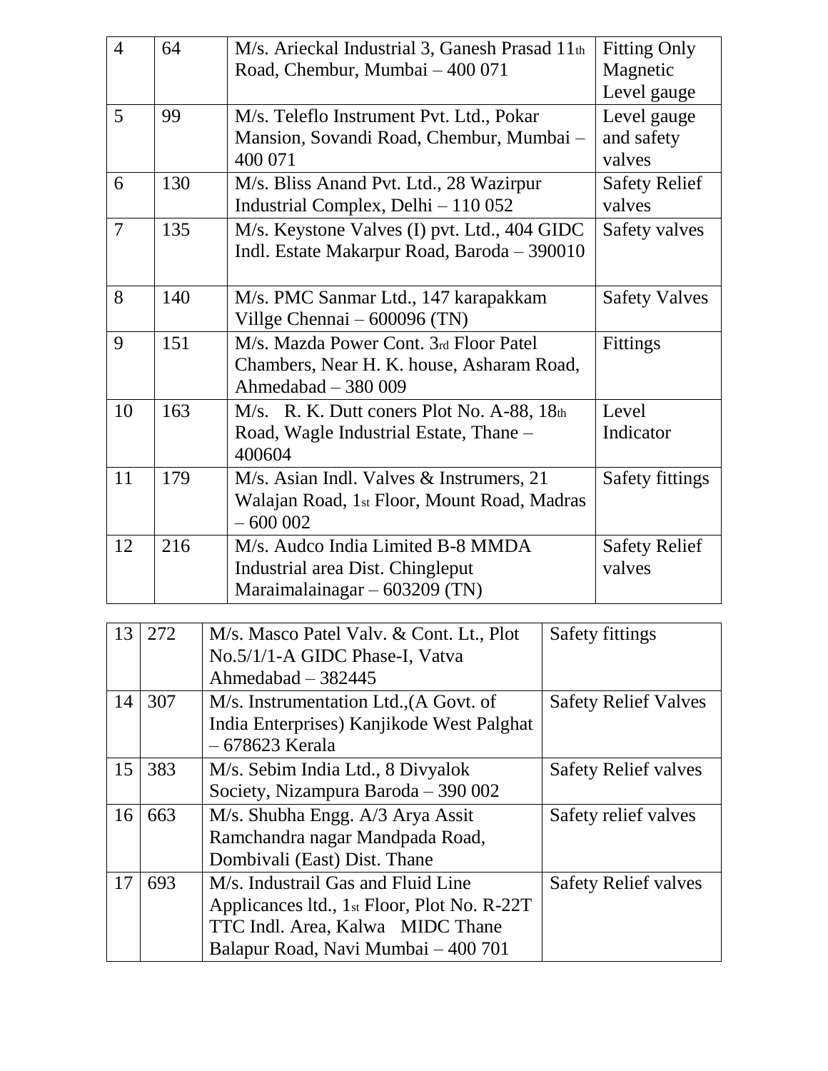| | | | |
|---|---|---|---|
| 4 | 64 | M/s. Arieckal Industrial 3, Ganesh Prasad 11th Road, Chembur, Mumbai – 400 071 | Fitting Only Magnetic Level gauge |
| 5 | 99 | M/s. Teleflo Instrument Pvt. Ltd., Pokar Mansion, Sovandi Road, Chembur, Mumbai – 400 071 | Level gauge and safety valves |
| 6 | 130 | M/s. Bliss Anand Pvt. Ltd., 28 Wazirpur Industrial Complex, Delhi – 110 052 | Safety Relief valves |
| 7 | 135 | M/s. Keystone Valves (I) pvt. Ltd., 404 GIDC Indl. Estate Makarpur Road, Baroda – 390010 | Safety valves |
| 8 | 140 | M/s. PMC Sanmar Ltd., 147 karapakkam Villge Chennai – 600096 (TN) | Safety Valves |
| 9 | 151 | M/s. Mazda Power Cont. 3rd Floor Patel Chambers, Near H. K. house, Asharam Road, Ahmedabad – 380 009 | Fittings |
| 10 | 163 | M/s. R. K. Dutt coners Plot No. A-88, 18th Road, Wagle Industrial Estate, Thane – 400604 | Level Indicator |
| 11 | 179 | M/s. Asian Indl. Valves & Instrumers, 21 Walajan Road, 1st Floor, Mount Road, Madras – 600 002 | Safety fittings |
| 12 | 216 | M/s. Audco India Limited B-8 MMDA Industrial area Dist. Chingleput Maraimalainagar – 603209 (TN) | Safety Relief valves |
| 13 | 272 | M/s. Masco Patel Valv. & Cont. Lt., Plot No.5/1/1-A GIDC Phase-I, Vatva Ahmedabad – 382445 | Safety fittings |
| 14 | 307 | M/s. Instrumentation Ltd.,(A Govt. of India Enterprises) Kanjikode West Palghat – 678623 Kerala | Safety Relief Valves |
| 15 | 383 | M/s. Sebim India Ltd., 8 Divyalok Society, Nizampura Baroda – 390 002 | Safety Relief valves |
| 16 | 663 | M/s. Shubha Engg. A/3 Arya Assit Ramchandra nagar Mandpada Road, Dombivali (East) Dist. Thane | Safety relief valves |
| 17 | 693 | M/s. Industrail Gas and Fluid Line Applicances ltd., 1st Floor, Plot No. R-22T TTC Indl. Area, Kalwa MIDC Thane Balapur Road, Navi Mumbai – 400 701 | Safety Relief valves |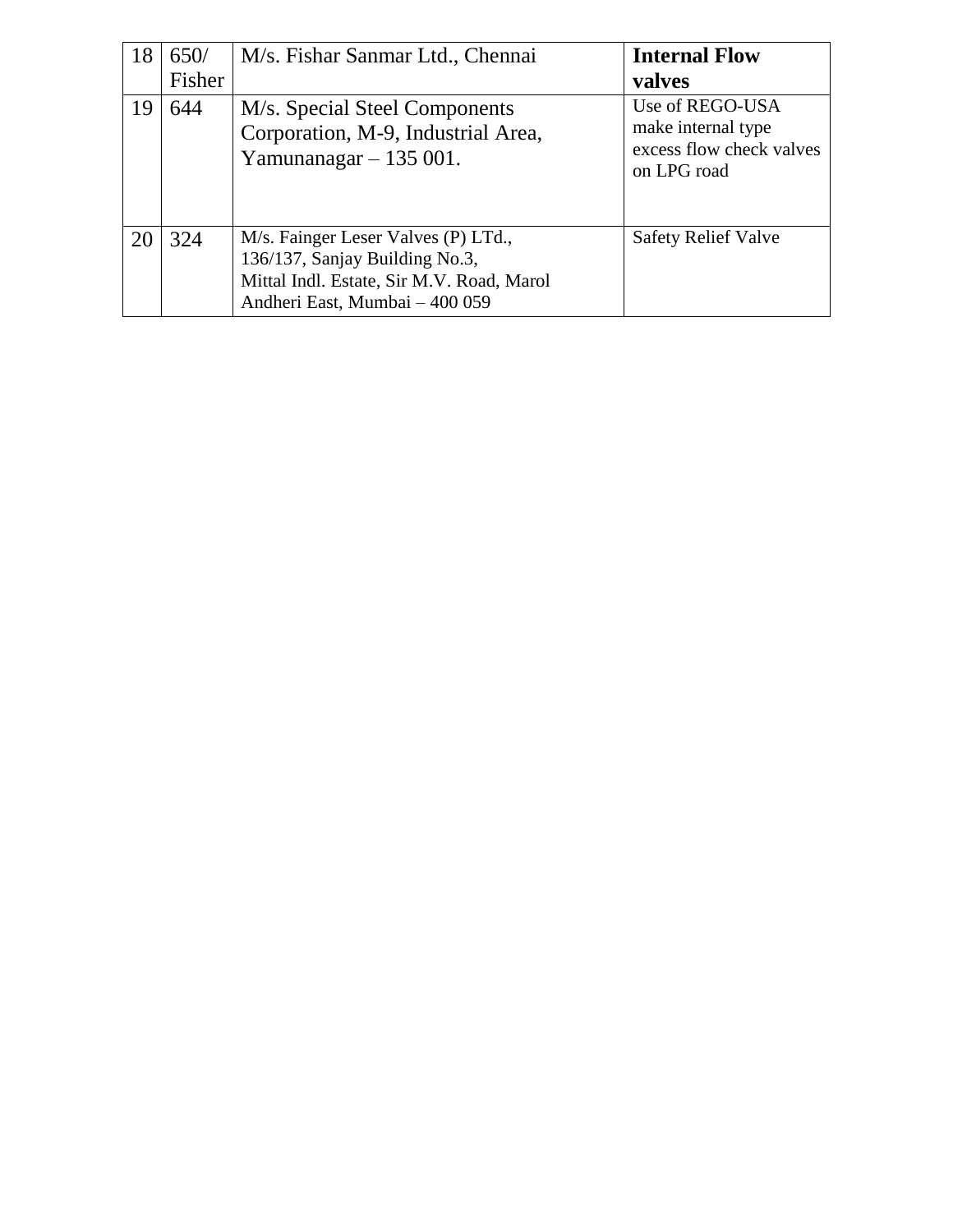| | | | |
|---|---|---|---|
| 18 | 650/ Fisher | M/s. Fishar Sanmar Ltd., Chennai | **Internal Flow valves** |
| 19 | 644 | M/s. Special Steel Components Corporation, M-9, Industrial Area, Yamunanagar – 135 001. | Use of REGO-USA make internal type excess flow check valves on LPG road |
| 20 | 324 | M/s. Fainger Leser Valves (P) LTd., 136/137, Sanjay Building No.3, Mittal Indl. Estate, Sir M.V. Road, Marol Andheri East, Mumbai – 400 059 | Safety Relief Valve |